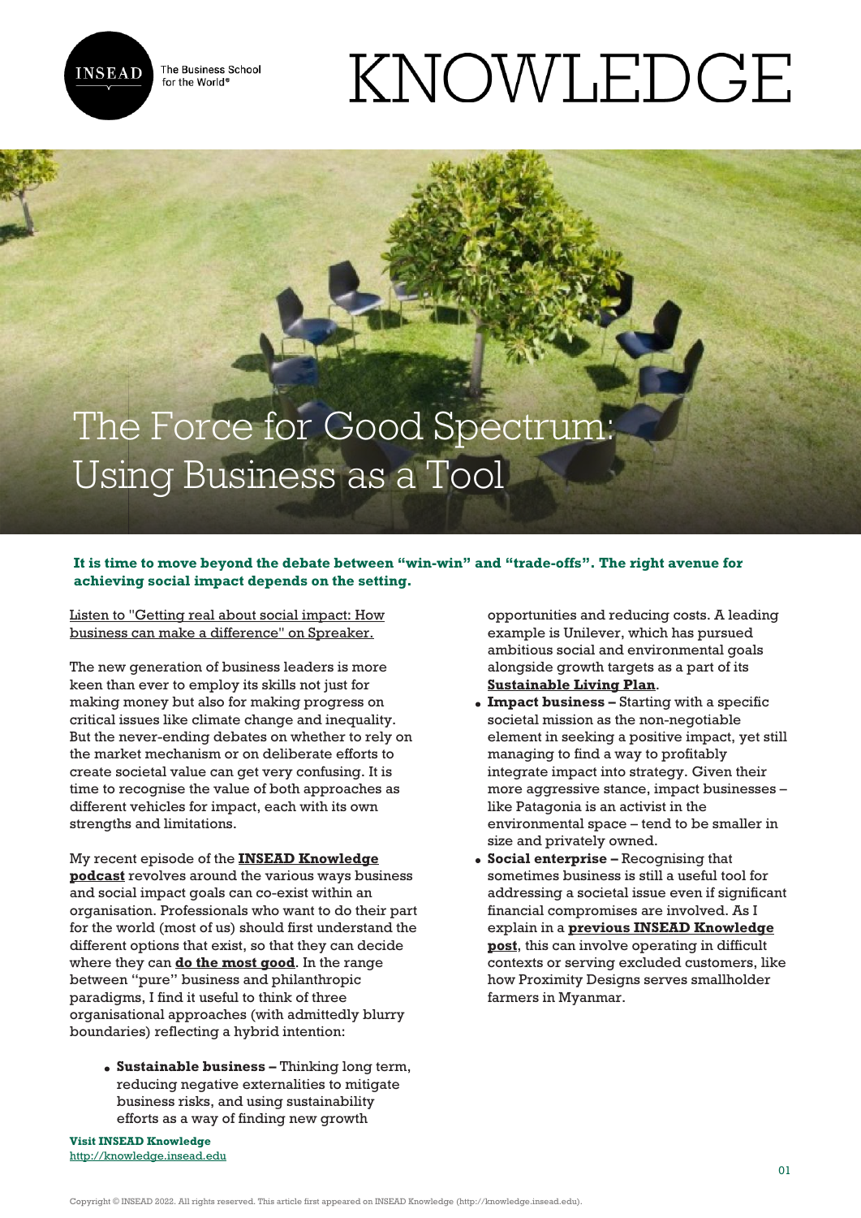# The Force for Good Spectrum: Using Business as a Tool

**It is time to move beyond the debate between "win-win" and "trade-offs". The right avenue for achieving social impact depends on the setting.**

Listen to "Getting real about social impact: How business can make a difference" on Spreaker.

The new generation of business leaders is more keen than ever to employ its skills not just for making money but also for making progress on critical issues like climate change and inequality. But the never-ending debates on whether to rely on the market mechanism or on deliberate efforts to create societal value can get very confusing. It is time to recognise the value of both approaches as different vehicles for impact, each with its own strengths and limitations.

My recent episode of the **INSEAD Knowledge podcast** revolves around the various ways business and social impact goals can co-exist within an organisation. Professionals who want to do their part for the world (most of us) should first understand the different options that exist, so that they can decide where they can **do the most good**. In the range between "pure" business and philanthropic paradigms, I find it useful to think of three organisational approaches (with admittedly blurry boundaries) reflecting a hybrid intention:

- **Sustainable business –** Thinking long term, reducing negative externalities to mitigate business risks, and using sustainability efforts as a way of finding new growth opportunities and reducing costs. A leading example is Unilever, which has pursued ambitious social and environmental goals alongside growth targets as a part of its **Sustainable Living Plan**.
- **Impact business –** Starting with a specific societal mission as the non-negotiable element in seeking a positive impact, yet still managing to find a way to profitably integrate impact into strategy. Given their more aggressive stance, impact businesses – like Patagonia is an activist in the environmental space – tend to be smaller in size and privately owned.
- **Social enterprise –** Recognising that sometimes business is still a useful tool for addressing a societal issue even if significant financial compromises are involved. As I explain in a **previous INSEAD Knowledge post**, this can involve operating in difficult contexts or serving excluded customers, like how Proximity Designs serves smallholder farmers in Myanmar.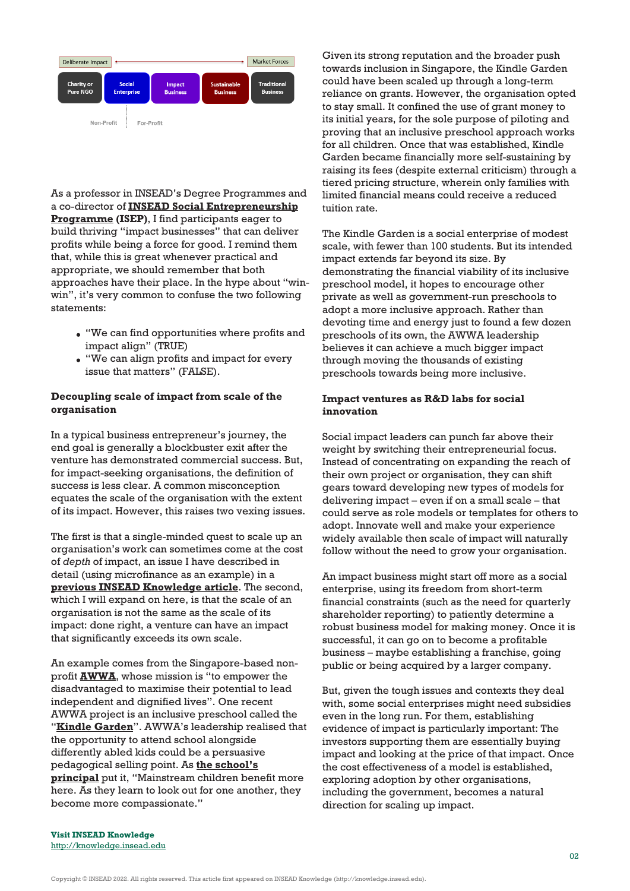Deliberate Impact ← → Market Forces

| Charity or Pure NGO | Social Enterprise | Impact Business | Sustainable Business | Traditional Business |
|---|---|---|---|---|

Non-Profit | For-Profit

As a professor in INSEAD's Degree Programmes and a co-director of **INSEAD Social Entrepreneurship Programme (ISEP)**, I find participants eager to build thriving "impact businesses" that can deliver profits while being a force for good. I remind them that, while this is great whenever practical and appropriate, we should remember that both approaches have their place. In the hype about "win-win", it's very common to confuse the two following statements:

- "We can find opportunities where profits and impact align" (TRUE)
- "We can align profits and impact for every issue that matters" (FALSE).

**Decoupling scale of impact from scale of the organisation**

In a typical business entrepreneur's journey, the end goal is generally a blockbuster exit after the venture has demonstrated commercial success. But, for impact-seeking organisations, the definition of success is less clear. A common misconception equates the scale of the organisation with the extent of its impact. However, this raises two vexing issues.

The first is that a single-minded quest to scale up an organisation's work can sometimes come at the cost of *depth* of impact, an issue I have described in detail (using microfinance as an example) in a **previous INSEAD Knowledge article**. The second, which I will expand on here, is that the scale of an organisation is not the same as the scale of its impact: done right, a venture can have an impact that significantly exceeds its own scale.

An example comes from the Singapore-based non-profit **AWWA**, whose mission is "to empower the disadvantaged to maximise their potential to lead independent and dignified lives". One recent AWWA project is an inclusive preschool called the "**Kindle Garden**". AWWA's leadership realised that the opportunity to attend school alongside differently abled kids could be a persuasive pedagogical selling point. As **the school's principal** put it, "Mainstream children benefit more here. As they learn to look out for one another, they become more compassionate."

Given its strong reputation and the broader push towards inclusion in Singapore, the Kindle Garden could have been scaled up through a long-term reliance on grants. However, the organisation opted to stay small. It confined the use of grant money to its initial years, for the sole purpose of piloting and proving that an inclusive preschool approach works for all children. Once that was established, Kindle Garden became financially more self-sustaining by raising its fees (despite external criticism) through a tiered pricing structure, wherein only families with limited financial means could receive a reduced tuition rate.

The Kindle Garden is a social enterprise of modest scale, with fewer than 100 students. But its intended impact extends far beyond its size. By demonstrating the financial viability of its inclusive preschool model, it hopes to encourage other private as well as government-run preschools to adopt a more inclusive approach. Rather than devoting time and energy just to found a few dozen preschools of its own, the AWWA leadership believes it can achieve a much bigger impact through moving the thousands of existing preschools towards being more inclusive.

**Impact ventures as R&D labs for social innovation**

Social impact leaders can punch far above their weight by switching their entrepreneurial focus. Instead of concentrating on expanding the reach of their own project or organisation, they can shift gears toward developing new types of models for delivering impact – even if on a small scale – that could serve as role models or templates for others to adopt. Innovate well and make your experience widely available then scale of impact will naturally follow without the need to grow your organisation.

An impact business might start off more as a social enterprise, using its freedom from short-term financial constraints (such as the need for quarterly shareholder reporting) to patiently determine a robust business model for making money. Once it is successful, it can go on to become a profitable business – maybe establishing a franchise, going public or being acquired by a larger company.

But, given the tough issues and contexts they deal with, some social enterprises might need subsidies even in the long run. For them, establishing evidence of impact is particularly important: The investors supporting them are essentially buying impact and looking at the price of that impact. Once the cost effectiveness of a model is established, exploring adoption by other organisations, including the government, becomes a natural direction for scaling up impact.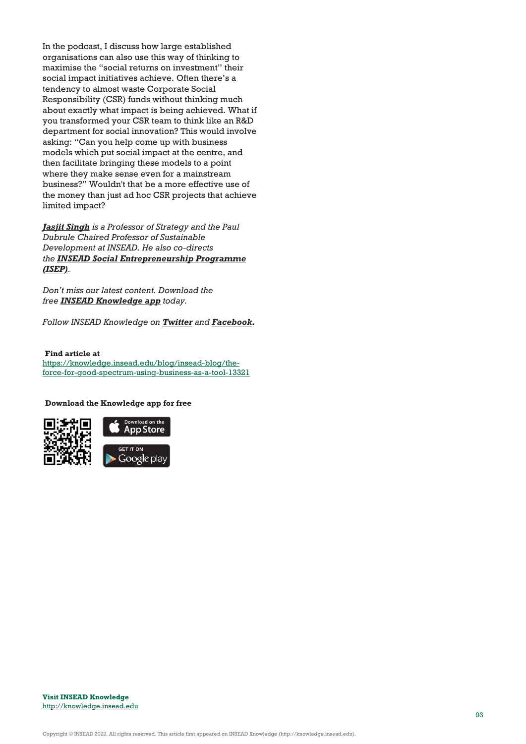In the podcast, I discuss how large established organisations can also use this way of thinking to maximise the "social returns on investment" their social impact initiatives achieve. Often there's a tendency to almost waste Corporate Social Responsibility (CSR) funds without thinking much about exactly what impact is being achieved. What if you transformed your CSR team to think like an R&D department for social innovation? This would involve asking: "Can you help come up with business models which put social impact at the centre, and then facilitate bringing these models to a point where they make sense even for a mainstream business?" Wouldn't that be a more effective use of the money than just ad hoc CSR projects that achieve limited impact?

***Jasjit Singh*** *is a Professor of Strategy and the Paul Dubrule Chaired Professor of Sustainable Development at INSEAD. He also co-directs the* ***INSEAD Social Entrepreneurship Programme (ISEP)****.*

*Don't miss our latest content. Download the free* ***INSEAD Knowledge app*** *today.*

*Follow INSEAD Knowledge on* ***Twitter*** *and* ***Facebook****.*

**Find article at**
https://knowledge.insead.edu/blog/insead-blog/the-force-for-good-spectrum-using-business-as-a-tool-13321

**Download the Knowledge app for free**

Download on the App Store

GET IT ON Google play

**Visit INSEAD Knowledge**
http://knowledge.insead.edu

Copyright © INSEAD 2022. All rights reserved. This article first appeared on INSEAD Knowledge (http://knowledge.insead.edu).